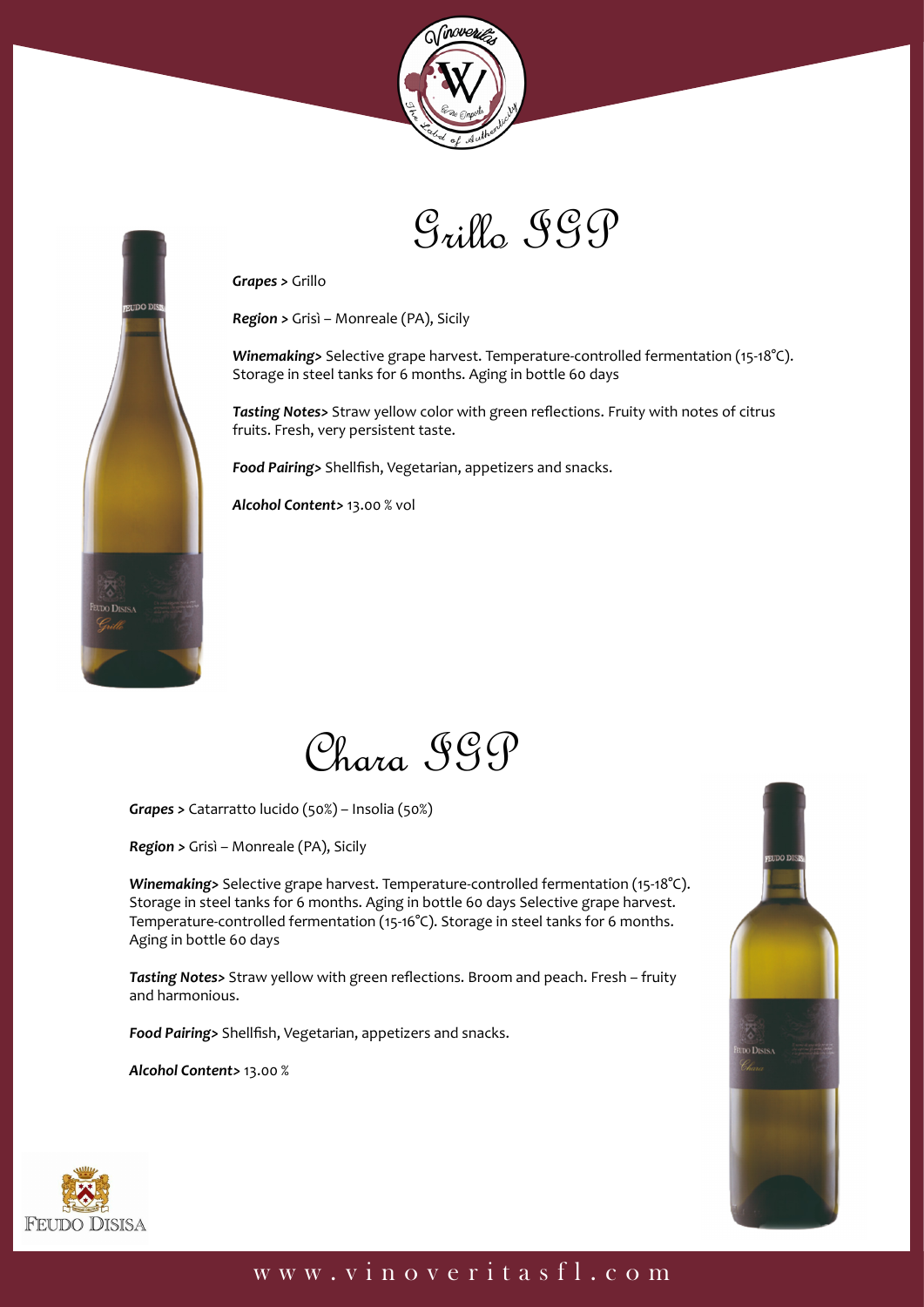# Grillo IGP

***Grapes >*** Grillo

***Region >*** Grisì – Monreale (PA), Sicily

***Winemaking>*** Selective grape harvest. Temperature-controlled fermentation (15-18°C). Storage in steel tanks for 6 months. Aging in bottle 60 days

***Tasting Notes>*** Straw yellow color with green reflections. Fruity with notes of citrus fruits. Fresh, very persistent taste.

***Food Pairing>*** Shellfish, Vegetarian, appetizers and snacks.

***Alcohol Content>*** 13.00 % vol

# Chara IGP

***Grapes >*** Catarratto lucido (50%) – Insolia (50%)

***Region >*** Grisì – Monreale (PA), Sicily

***Winemaking>*** Selective grape harvest. Temperature-controlled fermentation (15-18°C). Storage in steel tanks for 6 months. Aging in bottle 60 days Selective grape harvest. Temperature-controlled fermentation (15-16°C). Storage in steel tanks for 6 months. Aging in bottle 60 days

***Tasting Notes>*** Straw yellow with green reflections. Broom and peach. Fresh – fruity and harmonious.

***Food Pairing>*** Shellfish, Vegetarian, appetizers and snacks.

***Alcohol Content>*** 13.00 %

FEUDO DISISA

www.vinoveritasfl.com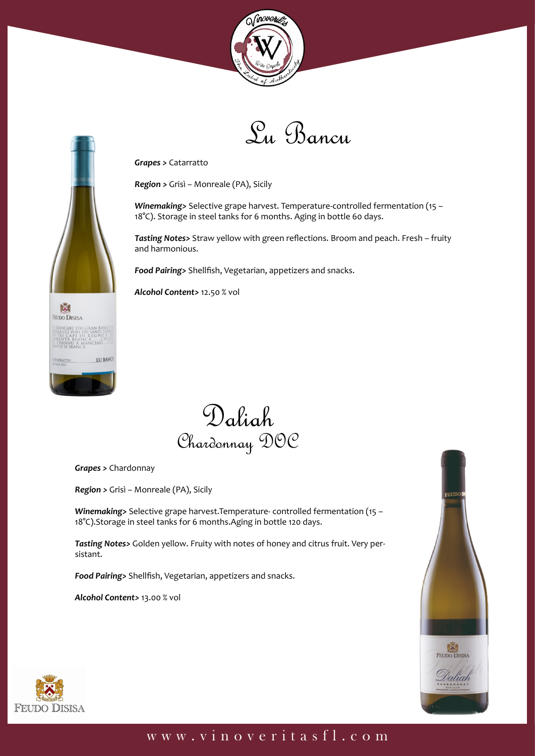# Lu Bancu

***Grapes >*** Catarratto

***Region >*** Grisì – Monreale (PA), Sicily

***Winemaking>*** Selective grape harvest. Temperature-controlled fermentation (15 – 18°C). Storage in steel tanks for 6 months. Aging in bottle 60 days.

***Tasting Notes>*** Straw yellow with green reflections. Broom and peach. Fresh – fruity and harmonious.

***Food Pairing>*** Shellfish, Vegetarian, appetizers and snacks.

***Alcohol Content>*** 12.50 % vol

# Daliah

## Chardonnay DOC

***Grapes >*** Chardonnay

***Region >*** Grisì – Monreale (PA), Sicily

***Winemaking>*** Selective grape harvest.Temperature- controlled fermentation (15 – 18°C).Storage in steel tanks for 6 months.Aging in bottle 120 days.

***Tasting Notes>*** Golden yellow. Fruity with notes of honey and citrus fruit. Very persistant.

***Food Pairing>*** Shellfish, Vegetarian, appetizers and snacks.

***Alcohol Content>*** 13.00 % vol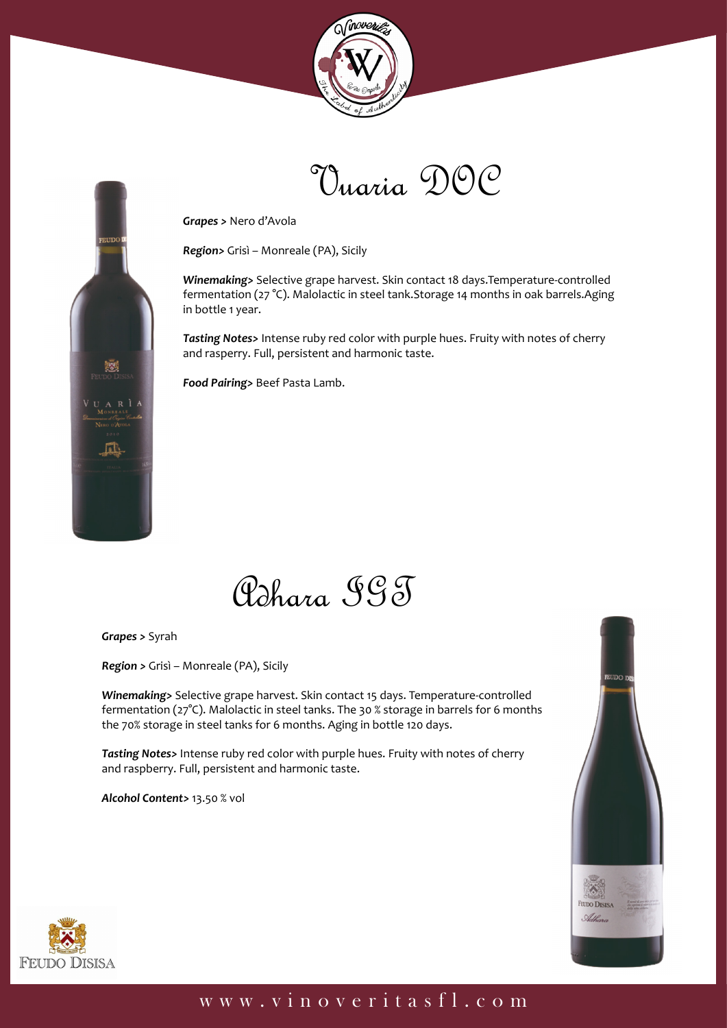# Vuaria DOC

***Grapes >*** Nero d'Avola

***Region>*** Grisì – Monreale (PA), Sicily

***Winemaking>*** Selective grape harvest. Skin contact 18 days.Temperature-controlled fermentation (27 °C). Malolactic in steel tank.Storage 14 months in oak barrels.Aging in bottle 1 year.

***Tasting Notes>*** Intense ruby red color with purple hues. Fruity with notes of cherry and rasperry. Full, persistent and harmonic taste.

***Food Pairing>*** Beef Pasta Lamb.

# Adhara IGT

***Grapes >*** Syrah

***Region >*** Grisì – Monreale (PA), Sicily

***Winemaking>*** Selective grape harvest. Skin contact 15 days. Temperature-controlled fermentation (27°C). Malolactic in steel tanks. The 30 % storage in barrels for 6 months the 70% storage in steel tanks for 6 months. Aging in bottle 120 days.

***Tasting Notes>*** Intense ruby red color with purple hues. Fruity with notes of cherry and raspberry. Full, persistent and harmonic taste.

***Alcohol Content>*** 13.50 % vol

FEUDO DISISA

www.vinoveritasfl.com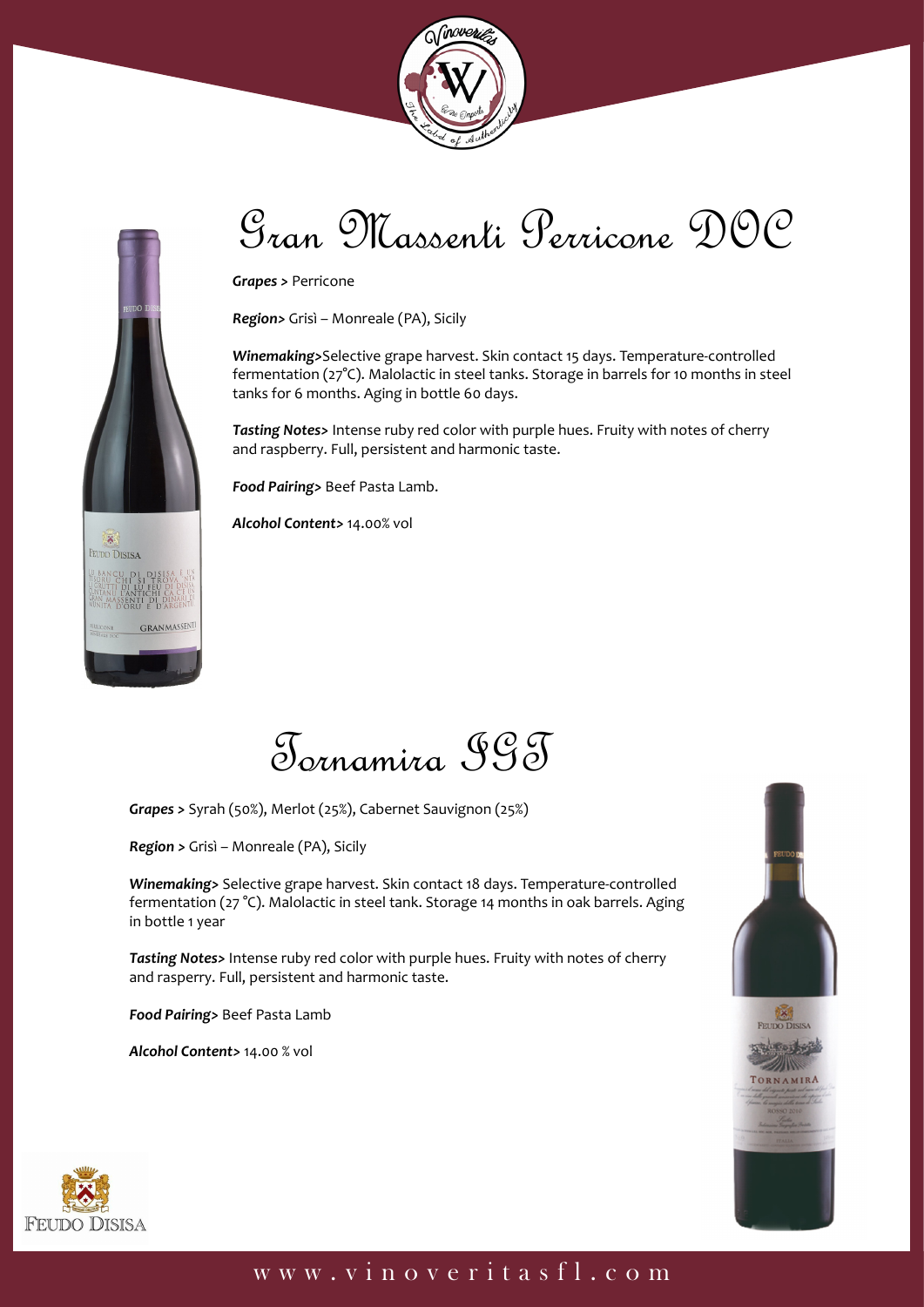# Gran Massenti Perricone DOC

***Grapes >*** Perricone

***Region>*** Grisì – Monreale (PA), Sicily

***Winemaking>***Selective grape harvest. Skin contact 15 days. Temperature-controlled fermentation (27°C). Malolactic in steel tanks. Storage in barrels for 10 months in steel tanks for 6 months. Aging in bottle 60 days.

***Tasting Notes>*** Intense ruby red color with purple hues. Fruity with notes of cherry and raspberry. Full, persistent and harmonic taste.

***Food Pairing>*** Beef Pasta Lamb.

***Alcohol Content>*** 14.00% vol

# Tornamira IGT

***Grapes >*** Syrah (50%), Merlot (25%), Cabernet Sauvignon (25%)

***Region >*** Grisì – Monreale (PA), Sicily

***Winemaking>*** Selective grape harvest. Skin contact 18 days. Temperature-controlled fermentation (27 °C). Malolactic in steel tank. Storage 14 months in oak barrels. Aging in bottle 1 year

***Tasting Notes>*** Intense ruby red color with purple hues. Fruity with notes of cherry and rasperry. Full, persistent and harmonic taste.

***Food Pairing>*** Beef Pasta Lamb

***Alcohol Content>*** 14.00 % vol

www.vinoveritasfl.com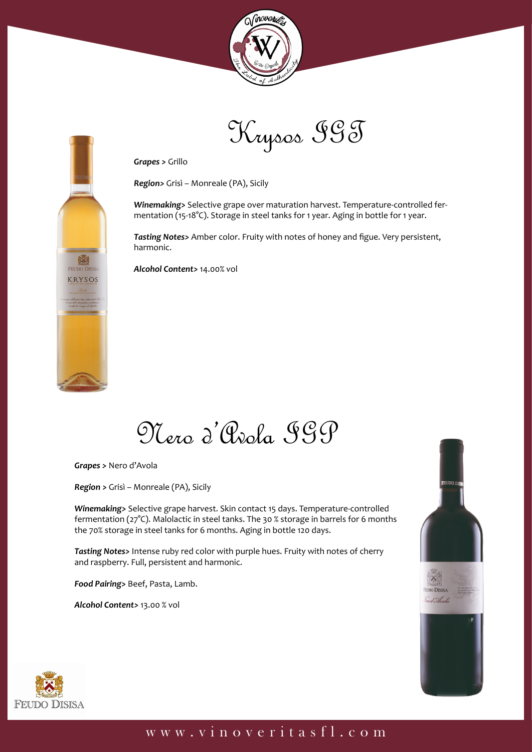# Krysos IGT

***Grapes >*** Grillo

***Region>*** Grisì – Monreale (PA), Sicily

***Winemaking>*** Selective grape over maturation harvest. Temperature-controlled fermentation (15-18°C). Storage in steel tanks for 1 year. Aging in bottle for 1 year.

***Tasting Notes>*** Amber color. Fruity with notes of honey and figue. Very persistent, harmonic.

***Alcohol Content>*** 14.00% vol

# Nero d'Avola IGP

***Grapes >*** Nero d'Avola

***Region >*** Grisì – Monreale (PA), Sicily

***Winemaking>*** Selective grape harvest. Skin contact 15 days. Temperature-controlled fermentation (27°C). Malolactic in steel tanks. The 30 % storage in barrels for 6 months the 70% storage in steel tanks for 6 months. Aging in bottle 120 days.

***Tasting Notes>*** Intense ruby red color with purple hues. Fruity with notes of cherry and raspberry. Full, persistent and harmonic.

***Food Pairing>*** Beef, Pasta, Lamb.

***Alcohol Content>*** 13.00 % vol

www.vinoveritasfl.com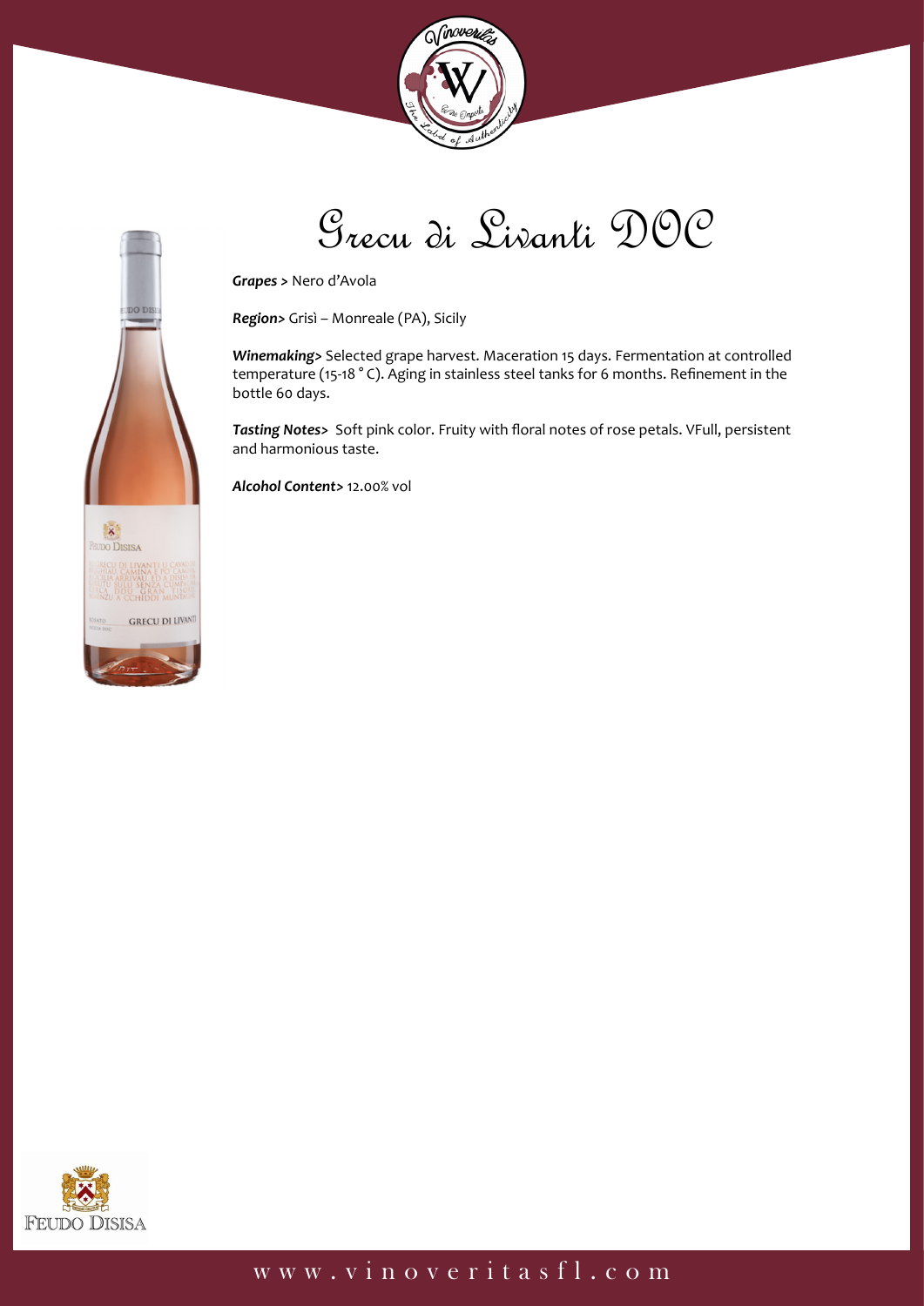# Grecu di Livanti DOC

***Grapes >*** Nero d'Avola

***Region>*** Grisì – Monreale (PA), Sicily

***Winemaking>*** Selected grape harvest. Maceration 15 days. Fermentation at controlled temperature (15-18 ° C). Aging in stainless steel tanks for 6 months. Refinement in the bottle 60 days.

***Tasting Notes>*** Soft pink color. Fruity with floral notes of rose petals. VFull, persistent and harmonious taste.

***Alcohol Content>*** 12.00% vol

www.vinoveritasfl.com